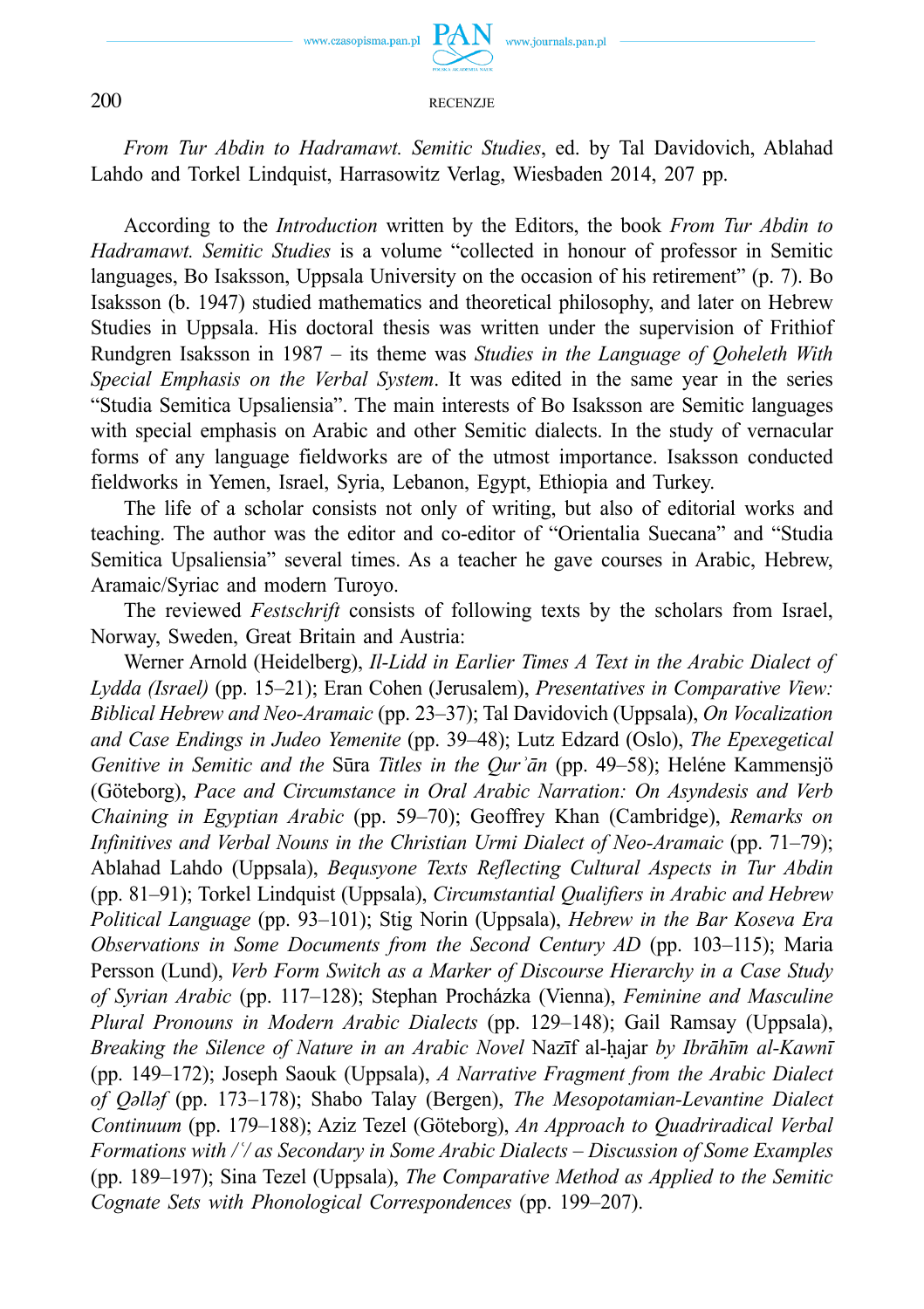*From Tur Abdin to Hadramawt. Semitic Studies*, ed. by Tal Davidovich, Ablahad Lahdo and Torkel Lindquist, Harrasowitz Verlag, Wiesbaden 2014, 207 pp.

According to the *Introduction* written by the Editors, the book *From Tur Abdin to Hadramawt. Semitic Studies* is a volume "collected in honour of professor in Semitic languages, Bo Isaksson, Uppsala University on the occasion of his retirement" (p. 7). Bo Isaksson (b. 1947) studied mathematics and theoretical philosophy, and later on Hebrew Studies in Uppsala. His doctoral thesis was written under the supervision of Frithiof Rundgren Isaksson in 1987 – its theme was *Studies in the Language of Qoheleth With Special Emphasis on the Verbal System*. It was edited in the same year in the series "Studia Semitica Upsaliensia". The main interests of Bo Isaksson are Semitic languages with special emphasis on Arabic and other Semitic dialects. In the study of vernacular forms of any language fieldworks are of the utmost importance. Isaksson conducted fieldworks in Yemen, Israel, Syria, Lebanon, Egypt, Ethiopia and Turkey.

The life of a scholar consists not only of writing, but also of editorial works and teaching. The author was the editor and co-editor of "Orientalia Suecana" and "Studia Semitica Upsaliensia" several times. As a teacher he gave courses in Arabic, Hebrew, Aramaic/Syriac and modern Turoyo.

The reviewed *Festschrift* consists of following texts by the scholars from Israel, Norway, Sweden, Great Britain and Austria:

Werner Arnold (Heidelberg), *Il-Lidd in Earlier Times A Text in the Arabic Dialect of Lydda (Israel)* (pp. 15–21); Eran Cohen (Jerusalem), *Presentatives in Comparative View: Biblical Hebrew and Neo-Aramaic* (pp. 23–37); Tal Davidovich (Uppsala), *On Vocalization and Case Endings in Judeo Yemenite* (pp. 39–48); Lutz Edzard (Oslo), *The Epexegetical Genitive in Semitic and the* Sūra *Titles in the Qurʾān* (pp. 49–58); Heléne Kammensjö (Göteborg), *Pace and Circumstance in Oral Arabic Narration: On Asyndesis and Verb Chaining in Egyptian Arabic* (pp. 59–70); Geoffrey Khan (Cambridge), *Remarks on Infinitives and Verbal Nouns in the Christian Urmi Dialect of Neo-Aramaic* (pp. 71–79); Ablahad Lahdo (Uppsala), *Bequsyone Texts Reflecting Cultural Aspects in Tur Abdin* (pp. 81–91); Torkel Lindquist (Uppsala), *Circumstantial Qualifiers in Arabic and Hebrew Political Language* (pp. 93–101); Stig Norin (Uppsala), *Hebrew in the Bar Koseva Era Observations in Some Documents from the Second Century AD* (pp. 103–115); Maria Persson (Lund), *Verb Form Switch as a Marker of Discourse Hierarchy in a Case Study of Syrian Arabic* (pp. 117–128); Stephan Procházka (Vienna), *Feminine and Masculine Plural Pronouns in Modern Arabic Dialects* (pp. 129–148); Gail Ramsay (Uppsala), *Breaking the Silence of Nature in an Arabic Novel* Nazīf al-ḥajar *by Ibrāhīm al-Kawnī* (pp. 149–172); Joseph Saouk (Uppsala), *A Narrative Fragment from the Arabic Dialect of Qəlləf* (pp. 173–178); Shabo Talay (Bergen), *The Mesopotamian-Levantine Dialect Continuum* (pp. 179–188); Aziz Tezel (Göteborg), *An Approach to Quadriradical Verbal Formations with /ʿ/ as Secondary in Some Arabic Dialects – Discussion of Some Examples* (pp. 189–197); Sina Tezel (Uppsala), *The Comparative Method as Applied to the Semitic Cognate Sets with Phonological Correspondences* (pp. 199–207).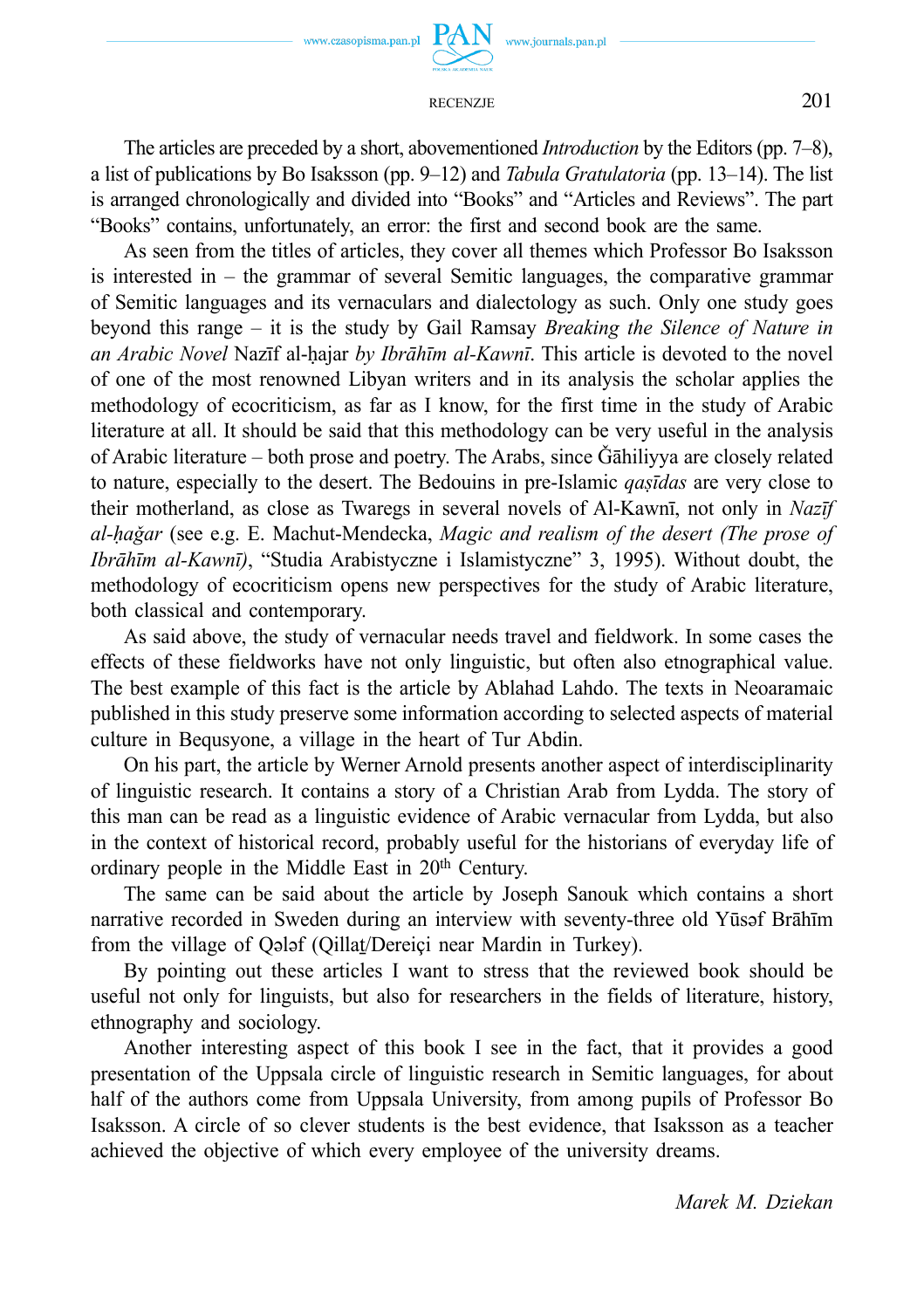The articles are preceded by a short, abovementioned *Introduction* by the Editors (pp. 7–8), a list of publications by Bo Isaksson (pp. 9–12) and *Tabula Gratulatoria* (pp. 13–14). The list is arranged chronologically and divided into "Books" and "Articles and Reviews". The part "Books" contains, unfortunately, an error: the first and second book are the same.

As seen from the titles of articles, they cover all themes which Professor Bo Isaksson is interested in – the grammar of several Semitic languages, the comparative grammar of Semitic languages and its vernaculars and dialectology as such. Only one study goes beyond this range – it is the study by Gail Ramsay *Breaking the Silence of Nature in an Arabic Novel* Nazīf al-ḥajar *by Ibrāhīm al-Kawnī*. This article is devoted to the novel of one of the most renowned Libyan writers and in its analysis the scholar applies the methodology of ecocriticism, as far as I know, for the first time in the study of Arabic literature at all. It should be said that this methodology can be very useful in the analysis of Arabic literature – both prose and poetry. The Arabs, since Ǧāhiliyya are closely related to nature, especially to the desert. The Bedouins in pre-Islamic *qaṣīdas* are very close to their motherland, as close as Twaregs in several novels of Al-Kawnī, not only in *Nazīf al-ḥağar* (see e.g. E. Machut-Mendecka, *Magic and realism of the desert (The prose of Ibrāhīm al-Kawnī)*, "Studia Arabistyczne i Islamistyczne" 3, 1995). Without doubt, the methodology of ecocriticism opens new perspectives for the study of Arabic literature, both classical and contemporary.

As said above, the study of vernacular needs travel and fieldwork. In some cases the effects of these fieldworks have not only linguistic, but often also etnographical value. The best example of this fact is the article by Ablahad Lahdo. The texts in Neoaramaic published in this study preserve some information according to selected aspects of material culture in Bequsyone, a village in the heart of Tur Abdin.

On his part, the article by Werner Arnold presents another aspect of interdisciplinarity of linguistic research. It contains a story of a Christian Arab from Lydda. The story of this man can be read as a linguistic evidence of Arabic vernacular from Lydda, but also in the context of historical record, probably useful for the historians of everyday life of ordinary people in the Middle East in 20th Century.

The same can be said about the article by Joseph Sanouk which contains a short narrative recorded in Sweden during an interview with seventy-three old Yūsəf Brāhīm from the village of Qələf (Qillaṯ/Dereiçi near Mardin in Turkey).

By pointing out these articles I want to stress that the reviewed book should be useful not only for linguists, but also for researchers in the fields of literature, history, ethnography and sociology.

Another interesting aspect of this book I see in the fact, that it provides a good presentation of the Uppsala circle of linguistic research in Semitic languages, for about half of the authors come from Uppsala University, from among pupils of Professor Bo Isaksson. A circle of so clever students is the best evidence, that Isaksson as a teacher achieved the objective of which every employee of the university dreams.

*Marek M. Dziekan*